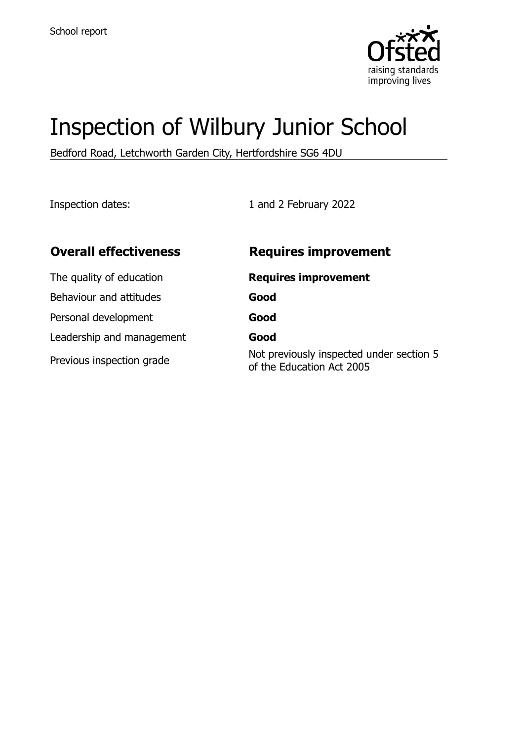School report

# Inspection of Wilbury Junior School

Bedford Road, Letchworth Garden City, Hertfordshire SG6 4DU

Inspection dates: 1 and 2 February 2022

| **Overall effectiveness** | **Requires improvement** |
| --- | --- |
| The quality of education | **Requires improvement** |
| Behaviour and attitudes | **Good** |
| Personal development | **Good** |
| Leadership and management | **Good** |
| Previous inspection grade | Not previously inspected under section 5 of the Education Act 2005 |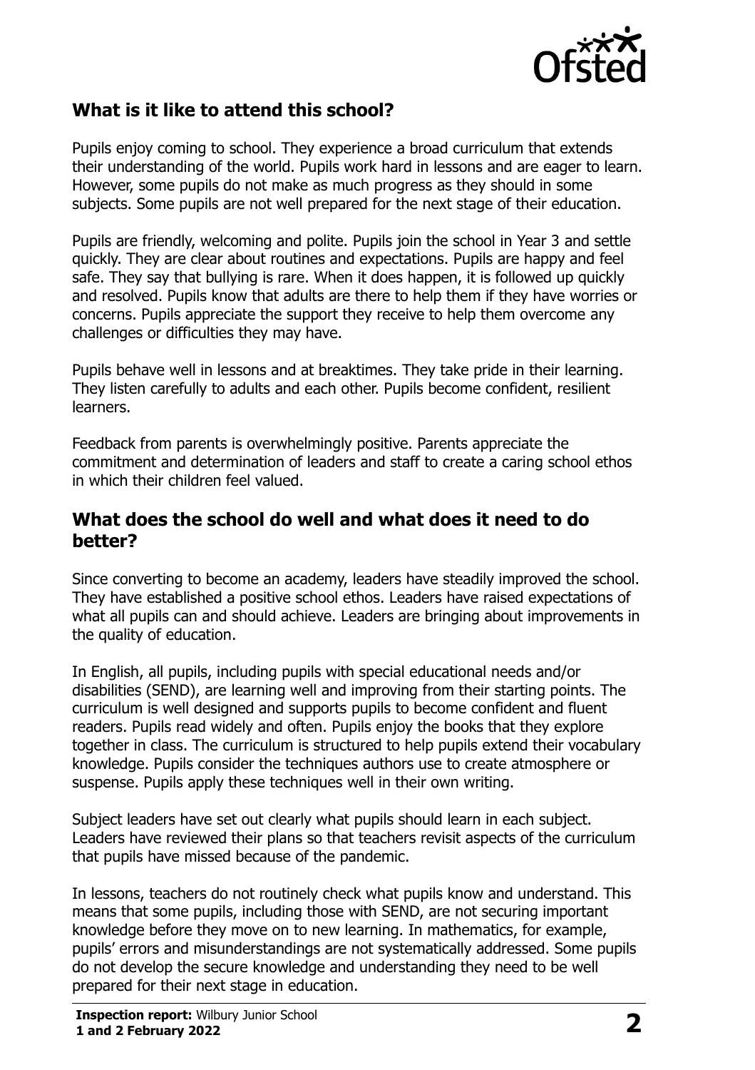## What is it like to attend this school?

Pupils enjoy coming to school. They experience a broad curriculum that extends their understanding of the world. Pupils work hard in lessons and are eager to learn. However, some pupils do not make as much progress as they should in some subjects. Some pupils are not well prepared for the next stage of their education.

Pupils are friendly, welcoming and polite. Pupils join the school in Year 3 and settle quickly. They are clear about routines and expectations. Pupils are happy and feel safe. They say that bullying is rare. When it does happen, it is followed up quickly and resolved. Pupils know that adults are there to help them if they have worries or concerns. Pupils appreciate the support they receive to help them overcome any challenges or difficulties they may have.

Pupils behave well in lessons and at breaktimes. They take pride in their learning. They listen carefully to adults and each other. Pupils become confident, resilient learners.

Feedback from parents is overwhelmingly positive. Parents appreciate the commitment and determination of leaders and staff to create a caring school ethos in which their children feel valued.

## What does the school do well and what does it need to do better?

Since converting to become an academy, leaders have steadily improved the school. They have established a positive school ethos. Leaders have raised expectations of what all pupils can and should achieve. Leaders are bringing about improvements in the quality of education.

In English, all pupils, including pupils with special educational needs and/or disabilities (SEND), are learning well and improving from their starting points. The curriculum is well designed and supports pupils to become confident and fluent readers. Pupils read widely and often. Pupils enjoy the books that they explore together in class. The curriculum is structured to help pupils extend their vocabulary knowledge. Pupils consider the techniques authors use to create atmosphere or suspense. Pupils apply these techniques well in their own writing.

Subject leaders have set out clearly what pupils should learn in each subject. Leaders have reviewed their plans so that teachers revisit aspects of the curriculum that pupils have missed because of the pandemic.

In lessons, teachers do not routinely check what pupils know and understand. This means that some pupils, including those with SEND, are not securing important knowledge before they move on to new learning. In mathematics, for example, pupils' errors and misunderstandings are not systematically addressed. Some pupils do not develop the secure knowledge and understanding they need to be well prepared for their next stage in education.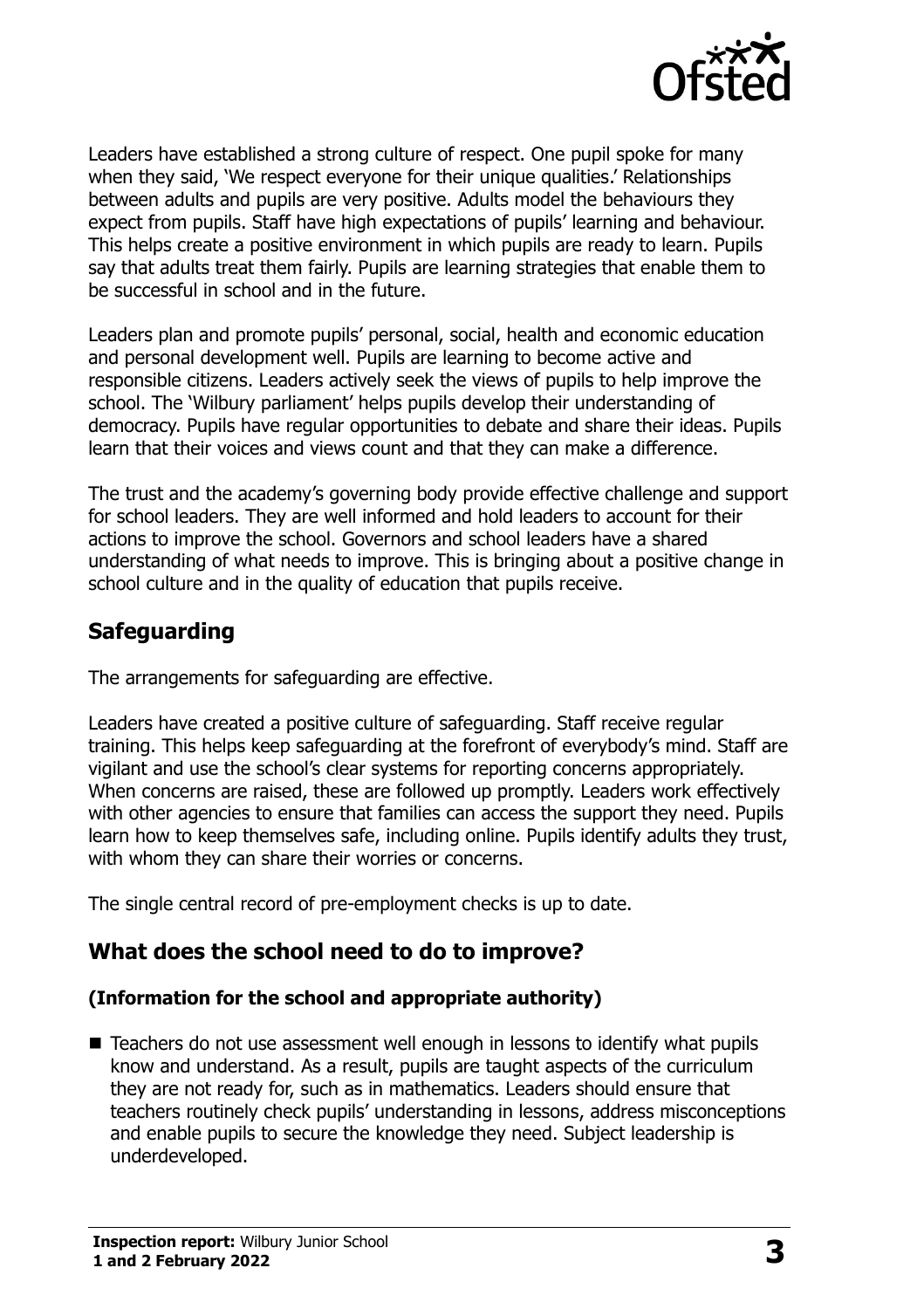Leaders have established a strong culture of respect. One pupil spoke for many when they said, 'We respect everyone for their unique qualities.' Relationships between adults and pupils are very positive. Adults model the behaviours they expect from pupils. Staff have high expectations of pupils' learning and behaviour. This helps create a positive environment in which pupils are ready to learn. Pupils say that adults treat them fairly. Pupils are learning strategies that enable them to be successful in school and in the future.

Leaders plan and promote pupils' personal, social, health and economic education and personal development well. Pupils are learning to become active and responsible citizens. Leaders actively seek the views of pupils to help improve the school. The 'Wilbury parliament' helps pupils develop their understanding of democracy. Pupils have regular opportunities to debate and share their ideas. Pupils learn that their voices and views count and that they can make a difference.

The trust and the academy's governing body provide effective challenge and support for school leaders. They are well informed and hold leaders to account for their actions to improve the school. Governors and school leaders have a shared understanding of what needs to improve. This is bringing about a positive change in school culture and in the quality of education that pupils receive.

## Safeguarding

The arrangements for safeguarding are effective.

Leaders have created a positive culture of safeguarding. Staff receive regular training. This helps keep safeguarding at the forefront of everybody's mind. Staff are vigilant and use the school's clear systems for reporting concerns appropriately. When concerns are raised, these are followed up promptly. Leaders work effectively with other agencies to ensure that families can access the support they need. Pupils learn how to keep themselves safe, including online. Pupils identify adults they trust, with whom they can share their worries or concerns.

The single central record of pre-employment checks is up to date.

## What does the school need to do to improve?

### (Information for the school and appropriate authority)

- Teachers do not use assessment well enough in lessons to identify what pupils know and understand. As a result, pupils are taught aspects of the curriculum they are not ready for, such as in mathematics. Leaders should ensure that teachers routinely check pupils' understanding in lessons, address misconceptions and enable pupils to secure the knowledge they need. Subject leadership is underdeveloped.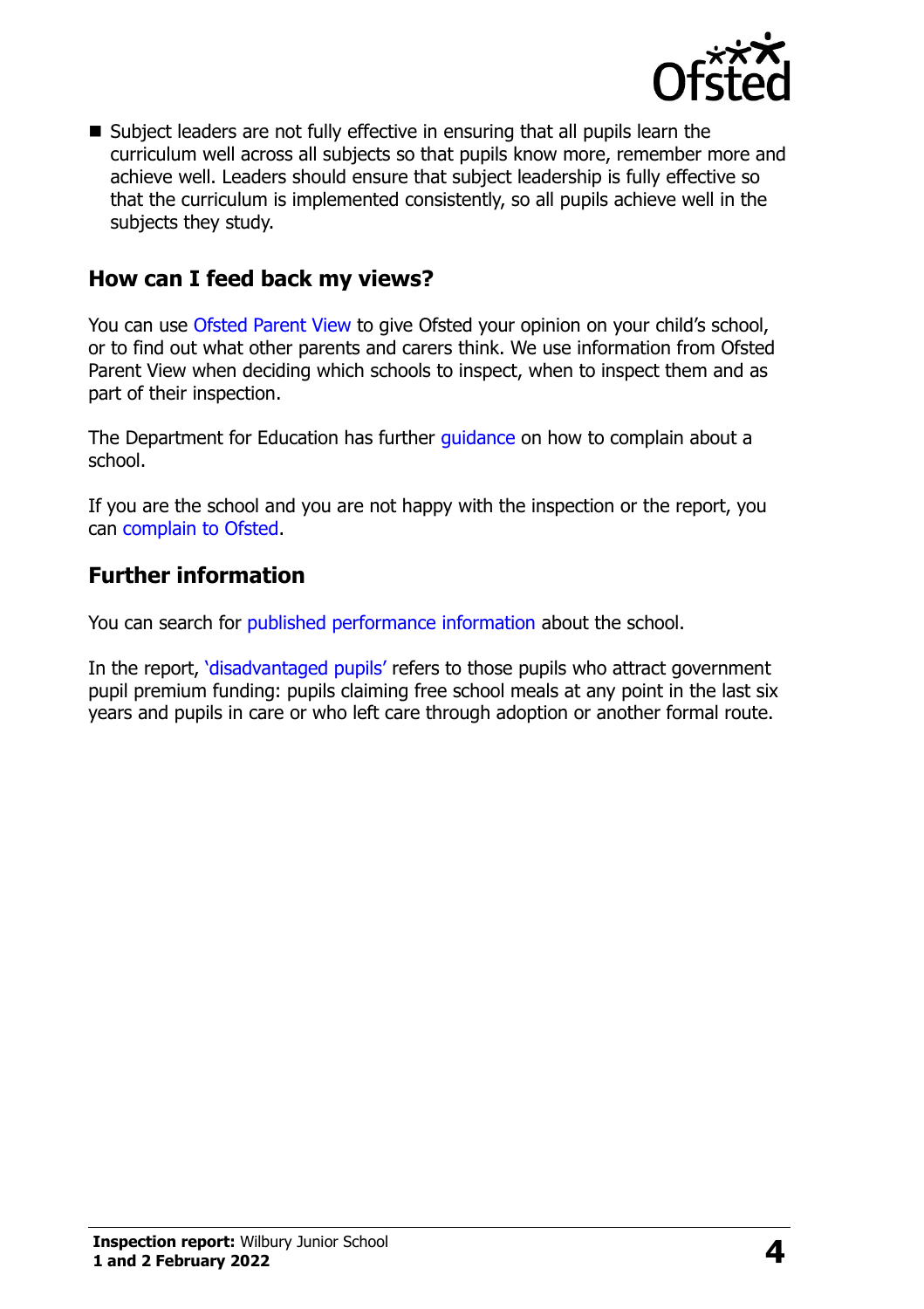- Subject leaders are not fully effective in ensuring that all pupils learn the curriculum well across all subjects so that pupils know more, remember more and achieve well. Leaders should ensure that subject leadership is fully effective so that the curriculum is implemented consistently, so all pupils achieve well in the subjects they study.

## How can I feed back my views?

You can use Ofsted Parent View to give Ofsted your opinion on your child's school, or to find out what other parents and carers think. We use information from Ofsted Parent View when deciding which schools to inspect, when to inspect them and as part of their inspection.

The Department for Education has further guidance on how to complain about a school.

If you are the school and you are not happy with the inspection or the report, you can complain to Ofsted.

## Further information

You can search for published performance information about the school.

In the report, 'disadvantaged pupils' refers to those pupils who attract government pupil premium funding: pupils claiming free school meals at any point in the last six years and pupils in care or who left care through adoption or another formal route.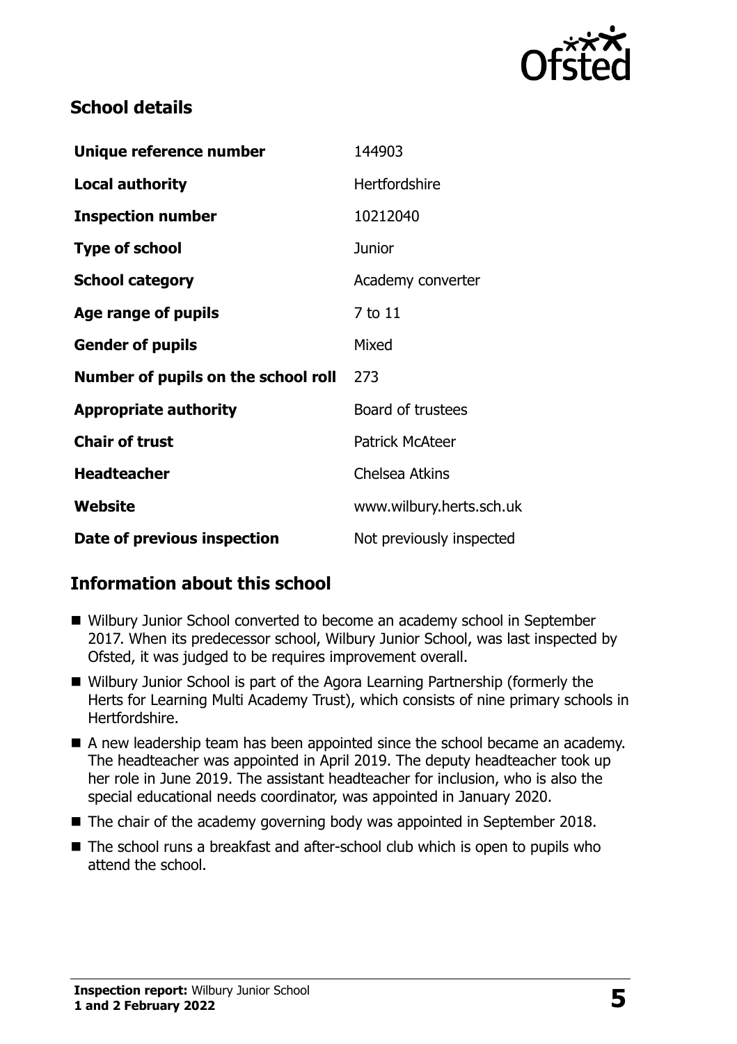## School details

| Unique reference number | 144903 |
| --- | --- |
| **Local authority** | Hertfordshire |
| **Inspection number** | 10212040 |
| **Type of school** | Junior |
| **School category** | Academy converter |
| **Age range of pupils** | 7 to 11 |
| **Gender of pupils** | Mixed |
| **Number of pupils on the school roll** | 273 |
| **Appropriate authority** | Board of trustees |
| **Chair of trust** | Patrick McAteer |
| **Headteacher** | Chelsea Atkins |
| **Website** | www.wilbury.herts.sch.uk |
| **Date of previous inspection** | Not previously inspected |

## Information about this school

- Wilbury Junior School converted to become an academy school in September 2017. When its predecessor school, Wilbury Junior School, was last inspected by Ofsted, it was judged to be requires improvement overall.
- Wilbury Junior School is part of the Agora Learning Partnership (formerly the Herts for Learning Multi Academy Trust), which consists of nine primary schools in Hertfordshire.
- A new leadership team has been appointed since the school became an academy. The headteacher was appointed in April 2019. The deputy headteacher took up her role in June 2019. The assistant headteacher for inclusion, who is also the special educational needs coordinator, was appointed in January 2020.
- The chair of the academy governing body was appointed in September 2018.
- The school runs a breakfast and after-school club which is open to pupils who attend the school.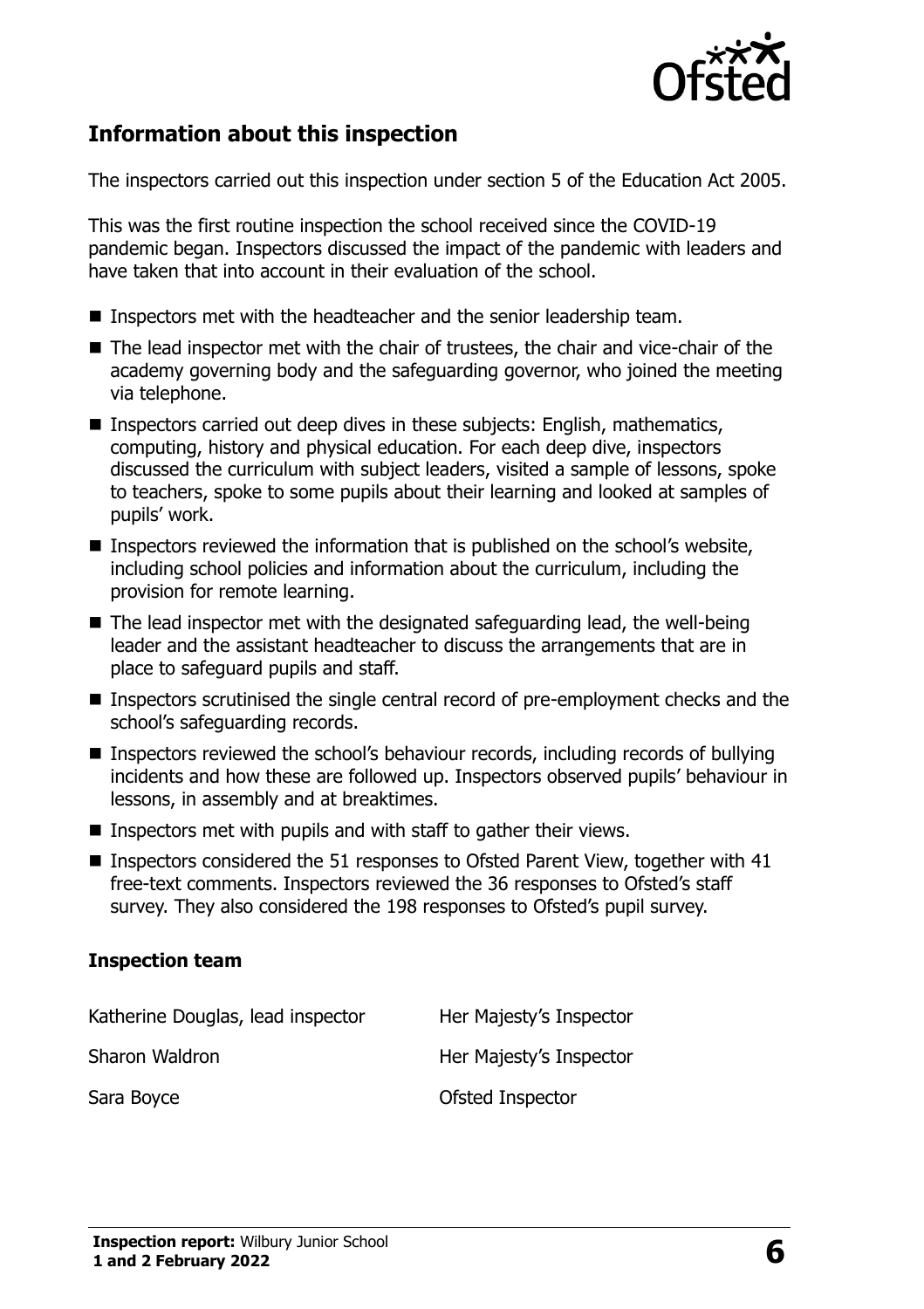## Information about this inspection

The inspectors carried out this inspection under section 5 of the Education Act 2005.

This was the first routine inspection the school received since the COVID-19 pandemic began. Inspectors discussed the impact of the pandemic with leaders and have taken that into account in their evaluation of the school.

- Inspectors met with the headteacher and the senior leadership team.
- The lead inspector met with the chair of trustees, the chair and vice-chair of the academy governing body and the safeguarding governor, who joined the meeting via telephone.
- Inspectors carried out deep dives in these subjects: English, mathematics, computing, history and physical education. For each deep dive, inspectors discussed the curriculum with subject leaders, visited a sample of lessons, spoke to teachers, spoke to some pupils about their learning and looked at samples of pupils' work.
- Inspectors reviewed the information that is published on the school's website, including school policies and information about the curriculum, including the provision for remote learning.
- The lead inspector met with the designated safeguarding lead, the well-being leader and the assistant headteacher to discuss the arrangements that are in place to safeguard pupils and staff.
- Inspectors scrutinised the single central record of pre-employment checks and the school's safeguarding records.
- Inspectors reviewed the school's behaviour records, including records of bullying incidents and how these are followed up. Inspectors observed pupils' behaviour in lessons, in assembly and at breaktimes.
- Inspectors met with pupils and with staff to gather their views.
- Inspectors considered the 51 responses to Ofsted Parent View, together with 41 free-text comments. Inspectors reviewed the 36 responses to Ofsted's staff survey. They also considered the 198 responses to Ofsted's pupil survey.

### Inspection team

| | |
|---|---|
| Katherine Douglas, lead inspector | Her Majesty's Inspector |
| Sharon Waldron | Her Majesty's Inspector |
| Sara Boyce | Ofsted Inspector |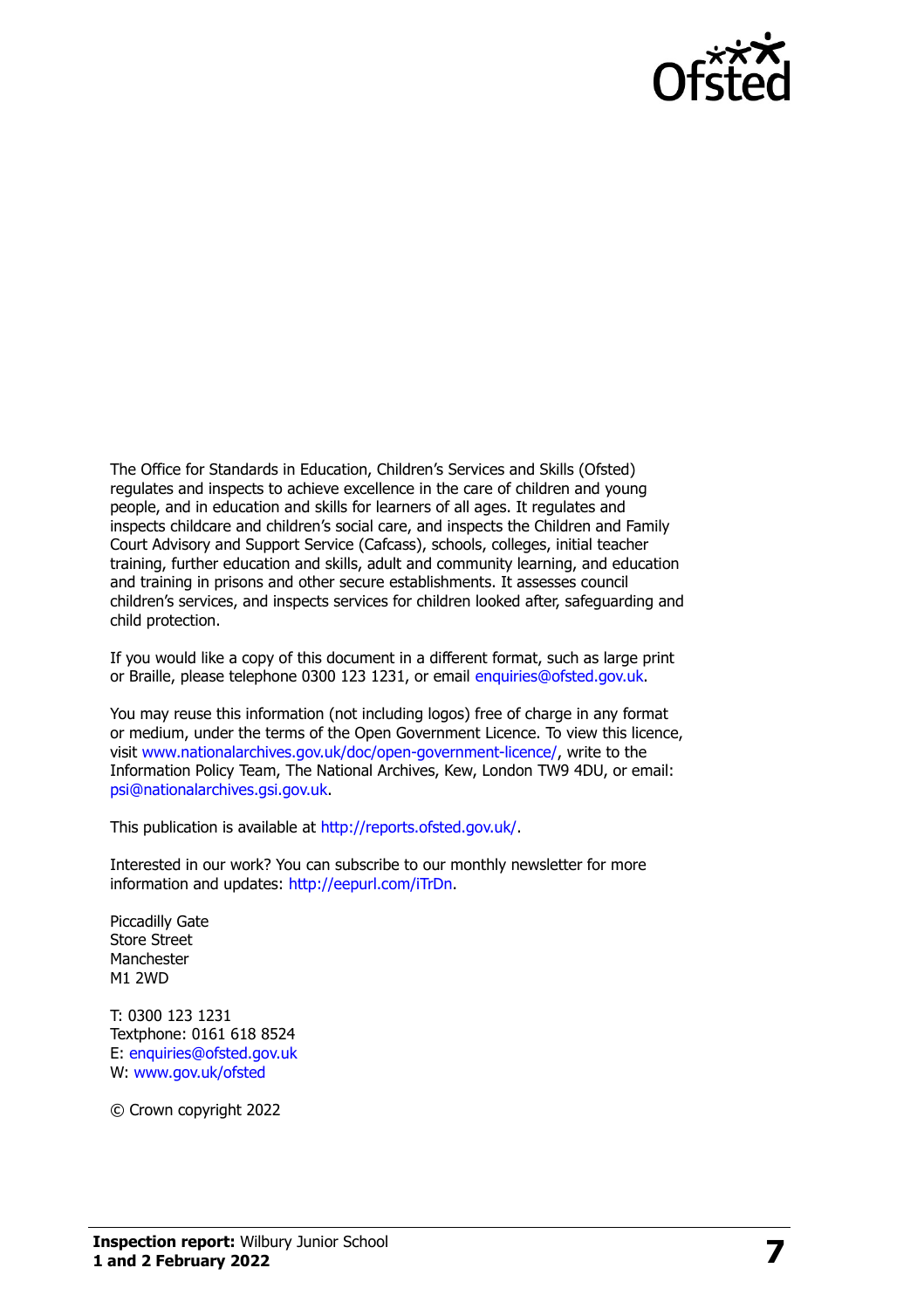The Office for Standards in Education, Children's Services and Skills (Ofsted) regulates and inspects to achieve excellence in the care of children and young people, and in education and skills for learners of all ages. It regulates and inspects childcare and children's social care, and inspects the Children and Family Court Advisory and Support Service (Cafcass), schools, colleges, initial teacher training, further education and skills, adult and community learning, and education and training in prisons and other secure establishments. It assesses council children's services, and inspects services for children looked after, safeguarding and child protection.

If you would like a copy of this document in a different format, such as large print or Braille, please telephone 0300 123 1231, or email enquiries@ofsted.gov.uk.

You may reuse this information (not including logos) free of charge in any format or medium, under the terms of the Open Government Licence. To view this licence, visit www.nationalarchives.gov.uk/doc/open-government-licence/, write to the Information Policy Team, The National Archives, Kew, London TW9 4DU, or email: psi@nationalarchives.gsi.gov.uk.

This publication is available at http://reports.ofsted.gov.uk/.

Interested in our work? You can subscribe to our monthly newsletter for more information and updates: http://eepurl.com/iTrDn.

Piccadilly Gate
Store Street
Manchester
M1 2WD

T: 0300 123 1231
Textphone: 0161 618 8524
E: enquiries@ofsted.gov.uk
W: www.gov.uk/ofsted

© Crown copyright 2022